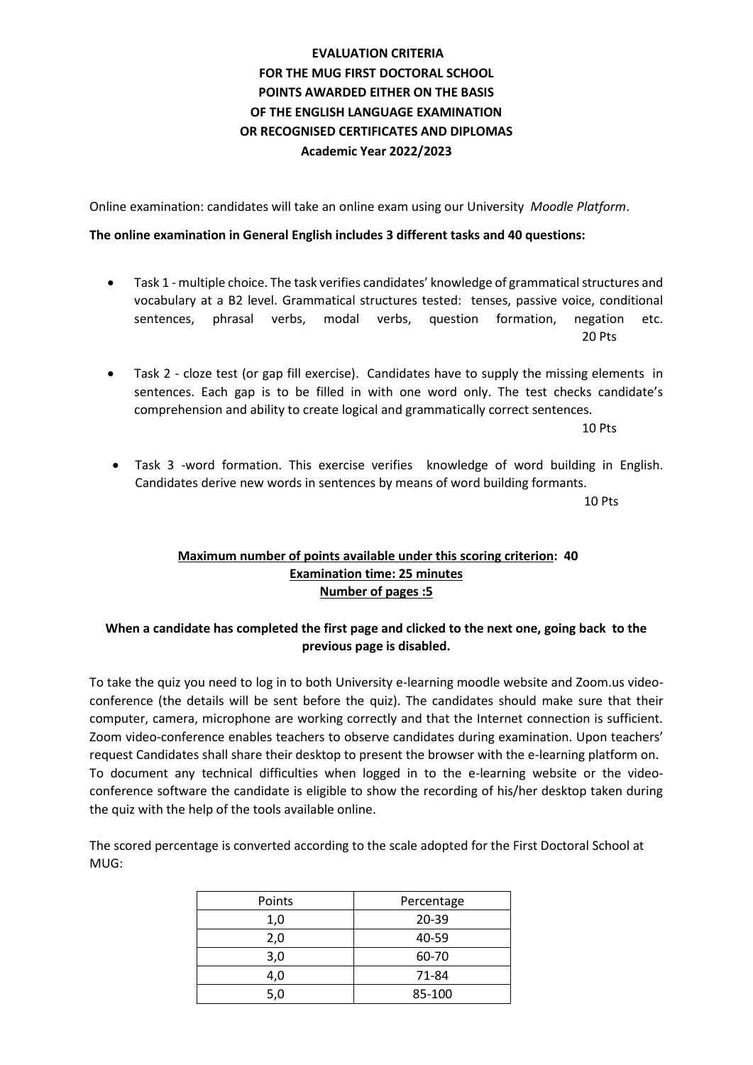# EVALUATION CRITERIA FOR THE MUG FIRST DOCTORAL SCHOOL POINTS AWARDED EITHER ON THE BASIS OF THE ENGLISH LANGUAGE EXAMINATION OR RECOGNISED CERTIFICATES AND DIPLOMAS Academic Year 2022/2023

Online examination: candidates will take an online exam using our University *Moodle Platform*.

**The online examination in General English includes 3 different tasks and 40 questions:**

- Task 1 - multiple choice. The task verifies candidates' knowledge of grammatical structures and vocabulary at a B2 level. Grammatical structures tested: tenses, passive voice, conditional sentences, phrasal verbs, modal verbs, question formation, negation etc. 20 Pts
- Task 2 - cloze test (or gap fill exercise). Candidates have to supply the missing elements in sentences. Each gap is to be filled in with one word only. The test checks candidate's comprehension and ability to create logical and grammatically correct sentences. 10 Pts
- Task 3 -word formation. This exercise verifies knowledge of word building in English. Candidates derive new words in sentences by means of word building formants. 10 Pts

**Maximum number of points available under this scoring criterion: 40**
**Examination time: 25 minutes**
**Number of pages :5**

**When a candidate has completed the first page and clicked to the next one, going back to the previous page is disabled.**

To take the quiz you need to log in to both University e-learning moodle website and Zoom.us video-conference (the details will be sent before the quiz). The candidates should make sure that their computer, camera, microphone are working correctly and that the Internet connection is sufficient. Zoom video-conference enables teachers to observe candidates during examination. Upon teachers' request Candidates shall share their desktop to present the browser with the e-learning platform on. To document any technical difficulties when logged in to the e-learning website or the video-conference software the candidate is eligible to show the recording of his/her desktop taken during the quiz with the help of the tools available online.

The scored percentage is converted according to the scale adopted for the First Doctoral School at MUG:

| Points | Percentage |
|---|---|
| 1,0 | 20-39 |
| 2,0 | 40-59 |
| 3,0 | 60-70 |
| 4,0 | 71-84 |
| 5,0 | 85-100 |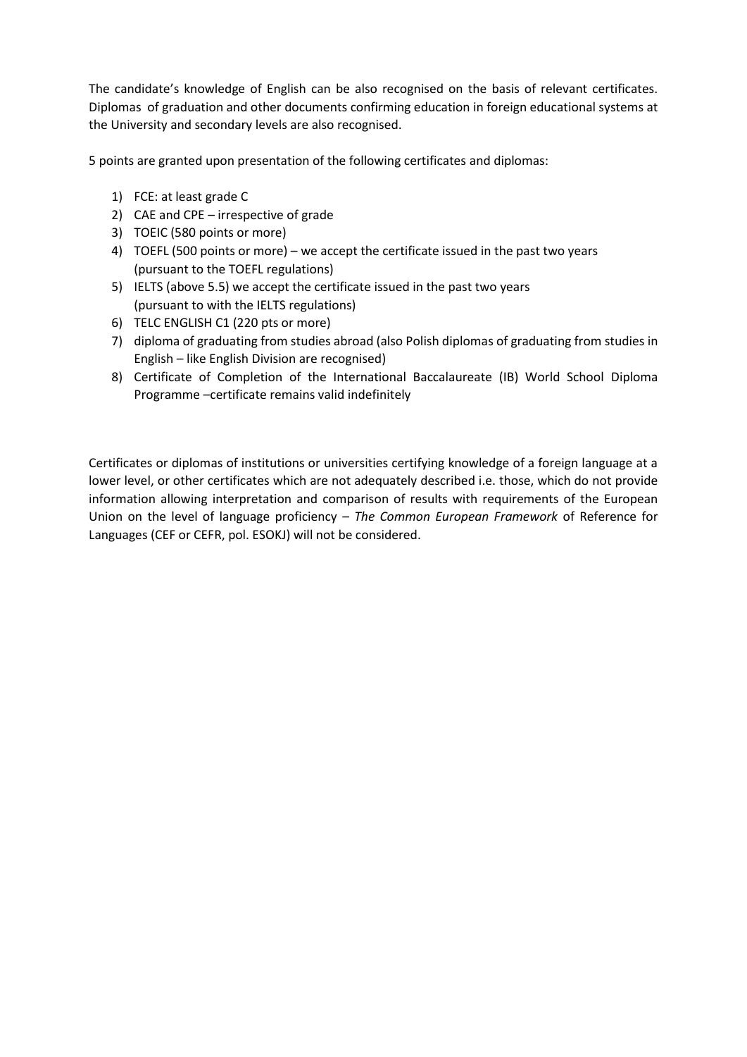The candidate's knowledge of English can be also recognised on the basis of relevant certificates. Diplomas of graduation and other documents confirming education in foreign educational systems at the University and secondary levels are also recognised.

5 points are granted upon presentation of the following certificates and diplomas:

1) FCE: at least grade C
2) CAE and CPE – irrespective of grade
3) TOEIC (580 points or more)
4) TOEFL (500 points or more) – we accept the certificate issued in the past two years (pursuant to the TOEFL regulations)
5) IELTS (above 5.5) we accept the certificate issued in the past two years (pursuant to with the IELTS regulations)
6) TELC ENGLISH C1 (220 pts or more)
7) diploma of graduating from studies abroad (also Polish diplomas of graduating from studies in English – like English Division are recognised)
8) Certificate of Completion of the International Baccalaureate (IB) World School Diploma Programme –certificate remains valid indefinitely

Certificates or diplomas of institutions or universities certifying knowledge of a foreign language at a lower level, or other certificates which are not adequately described i.e. those, which do not provide information allowing interpretation and comparison of results with requirements of the European Union on the level of language proficiency – *The Common European Framework* of Reference for Languages (CEF or CEFR, pol. ESOKJ) will not be considered.